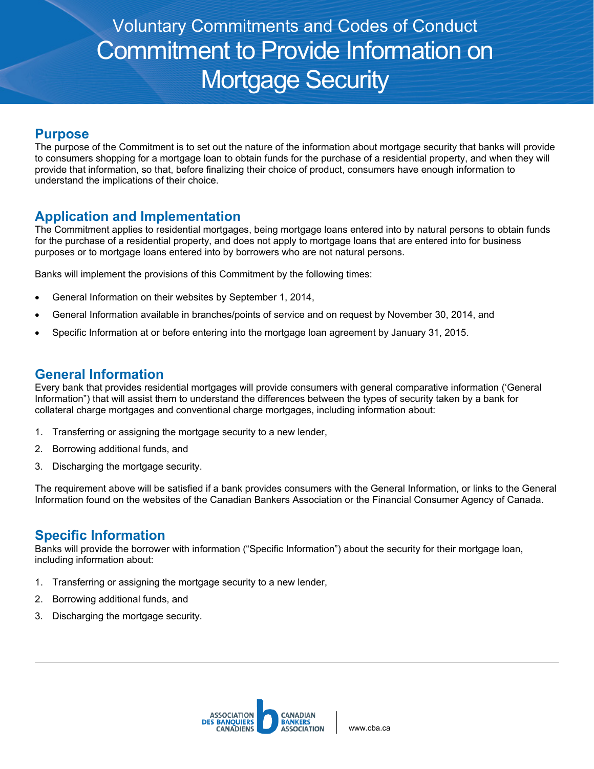Voluntary Commitments and Codes of Conduct

# Commitment to Provide Information on Mortgage Security

## Purpose

The purpose of the Commitment is to set out the nature of the information about mortgage security that banks will provide to consumers shopping for a mortgage loan to obtain funds for the purchase of a residential property, and when they will provide that information, so that, before finalizing their choice of product, consumers have enough information to understand the implications of their choice.

## Application and Implementation

The Commitment applies to residential mortgages, being mortgage loans entered into by natural persons to obtain funds for the purchase of a residential property, and does not apply to mortgage loans that are entered into for business purposes or to mortgage loans entered into by borrowers who are not natural persons.

Banks will implement the provisions of this Commitment by the following times:

- General Information on their websites by September 1, 2014,
- General Information available in branches/points of service and on request by November 30, 2014, and
- Specific Information at or before entering into the mortgage loan agreement by January 31, 2015.

## General Information

Every bank that provides residential mortgages will provide consumers with general comparative information ('General Information") that will assist them to understand the differences between the types of security taken by a bank for collateral charge mortgages and conventional charge mortgages, including information about:

1. Transferring or assigning the mortgage security to a new lender,
2. Borrowing additional funds, and
3. Discharging the mortgage security.

The requirement above will be satisfied if a bank provides consumers with the General Information, or links to the General Information found on the websites of the Canadian Bankers Association or the Financial Consumer Agency of Canada.

## Specific Information

Banks will provide the borrower with information ("Specific Information") about the security for their mortgage loan, including information about:

1. Transferring or assigning the mortgage security to a new lender,
2. Borrowing additional funds, and
3. Discharging the mortgage security.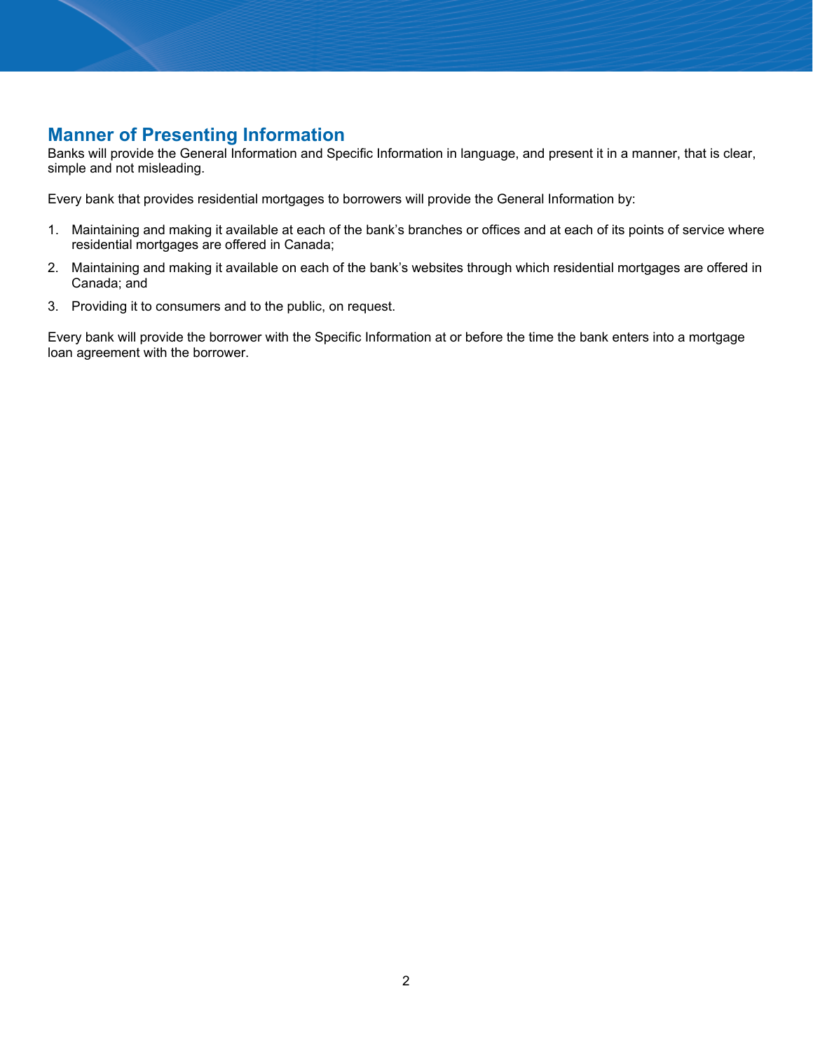## Manner of Presenting Information

Banks will provide the General Information and Specific Information in language, and present it in a manner, that is clear, simple and not misleading.

Every bank that provides residential mortgages to borrowers will provide the General Information by:

1. Maintaining and making it available at each of the bank's branches or offices and at each of its points of service where residential mortgages are offered in Canada;
2. Maintaining and making it available on each of the bank's websites through which residential mortgages are offered in Canada; and
3. Providing it to consumers and to the public, on request.

Every bank will provide the borrower with the Specific Information at or before the time the bank enters into a mortgage loan agreement with the borrower.